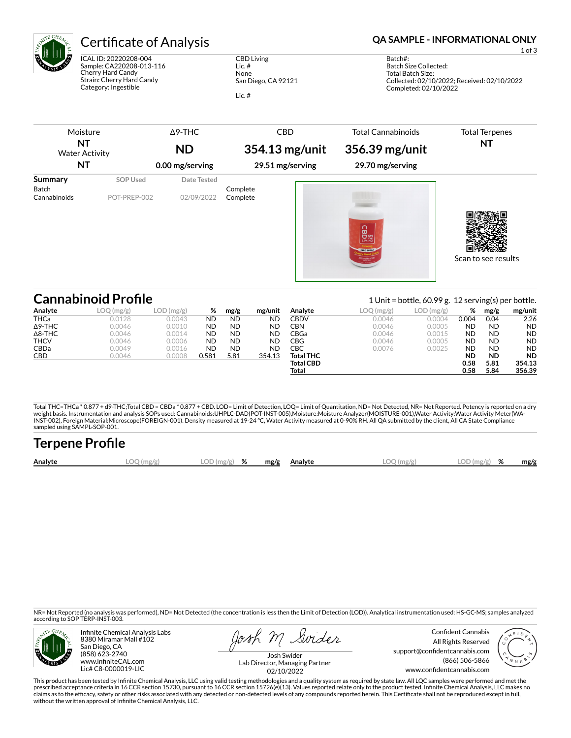# Certificate of Analysis

**QA SAMPLE - INFORMATIONAL ONLY**

ICAL ID: 20220208-004
Sample: CA220208-013-116
Cherry Hard Candy
Strain: Cherry Hard Candy
Category: Ingestible

CBD Living
Lic. #
None
San Diego, CA 92121

Lic. #

Batch#:
Batch Size Collected:
Total Batch Size:
Collected: 02/10/2022; Received: 02/10/2022
Completed: 02/10/2022

| Moisture | Δ9-THC | CBD | Total Cannabinoids | Total Terpenes |
|---|---|---|---|---|
| **NT** | **ND** | **354.13 mg/unit** | **356.39 mg/unit** | **NT** |
| Water Activity **NT** | **0.00 mg/serving** | **29.51 mg/serving** | **29.70 mg/serving** | |

| Summary | SOP Used | Date Tested | |
|---|---|---|---|
| Batch | | | Complete |
| Cannabinoids | POT-PREP-002 | 02/09/2022 | Complete |

Scan to see results

## Cannabinoid Profile

1 Unit = bottle, 60.99 g. 12 serving(s) per bottle.

| Analyte | LOQ (mg/g) | LOD (mg/g) | % | mg/g | mg/unit |
|---|---|---|---|---|---|
| THCa | 0.0128 | 0.0043 | ND | ND | ND |
| Δ9-THC | 0.0046 | 0.0010 | ND | ND | ND |
| Δ8-THC | 0.0046 | 0.0014 | ND | ND | ND |
| THCV | 0.0046 | 0.0006 | ND | ND | ND |
| CBDa | 0.0049 | 0.0016 | ND | ND | ND |
| CBD | 0.0046 | 0.0008 | 0.581 | 5.81 | 354.13 |
| CBDV | 0.0046 | 0.0004 | 0.004 | 0.04 | 2.26 |
| CBN | 0.0046 | 0.0005 | ND | ND | ND |
| CBGa | 0.0046 | 0.0015 | ND | ND | ND |
| CBG | 0.0046 | 0.0005 | ND | ND | ND |
| CBC | 0.0076 | 0.0025 | ND | ND | ND |
| **Total THC** | | | **ND** | **ND** | **ND** |
| **Total CBD** | | | **0.58** | **5.81** | **354.13** |
| **Total** | | | **0.58** | **5.84** | **356.39** |

Total THC=THCa * 0.877 + d9-THC;Total CBD = CBDa * 0.877 + CBD. LOD= Limit of Detection, LOQ= Limit of Quantitation, ND= Not Detected, NR= Not Reported. Potency is reported on a dry weight basis. Instrumentation and analysis SOPs used: Cannabinoids:UHPLC-DAD(POT-INST-005),Moisture:Moisture Analyzer(MOISTURE-001),Water Activity:Water Activity Meter(WA-INST-002), Foreign Material:Microscope(FOREIGN-001). Density measured at 19-24 °C, Water Activity measured at 0-90% RH. All QA submitted by the client, All CA State Compliance sampled using SAMPL-SOP-001.

## Terpene Profile

| Analyte | LOQ (mg/g) | LOD (mg/g) | % | mg/g | Analyte | LOQ (mg/g) | LOD (mg/g) | % | mg/g |
|---|---|---|---|---|---|---|---|---|---|

NR= Not Reported (no analysis was performed), ND= Not Detected (the concentration is less then the Limit of Detection (LOD)). Analytical instrumentation used: HS-GC-MS; samples analyzed according to SOP TERP-INST-003.

Infinite Chemical Analysis Labs
8380 Miramar Mall #102
San Diego, CA
(858) 623-2740
www.infiniteCAL.com
Lic# C8-0000019-LIC

Josh Swider
Lab Director, Managing Partner
02/10/2022

Confident Cannabis
All Rights Reserved
support@confidentcannabis.com
(866) 506-5866
www.confidentcannabis.com

This product has been tested by Infinite Chemical Analysis, LLC using valid testing methodologies and a quality system as required by state law. All LQC samples were performed and met the prescribed acceptance criteria in 16 CCR section 15730, pursuant to 16 CCR section 15726(e)(13). Values reported relate only to the product tested. Infinite Chemical Analysis, LLC makes no claims as to the efficacy, safety or other risks associated with any detected or non-detected levels of any compounds reported herein. This Certificate shall not be reproduced except in full, without the written approval of Infinite Chemical Analysis, LLC.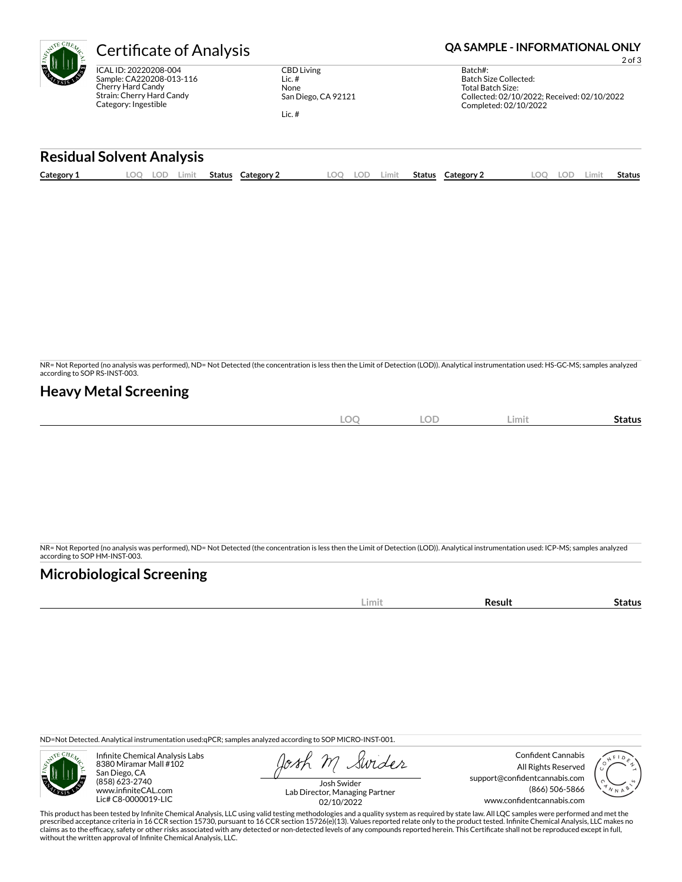# Certificate of Analysis

**QA SAMPLE - INFORMATIONAL ONLY**

ICAL ID: 20220208-004
Sample: CA220208-013-116
Cherry Hard Candy
Strain: Cherry Hard Candy
Category: Ingestible

CBD Living
Lic. #
None
San Diego, CA 92121

Lic. #

Batch#:
Batch Size Collected:
Total Batch Size:
Collected: 02/10/2022; Received: 02/10/2022
Completed: 02/10/2022

## Residual Solvent Analysis

| Category 1 | LOQ | LOD | Limit | Status | Category 2 | LOQ | LOD | Limit | Status | Category 2 | LOQ | LOD | Limit | Status |
|---|---|---|---|---|---|---|---|---|---|---|---|---|---|---|

NR= Not Reported (no analysis was performed), ND= Not Detected (the concentration is less then the Limit of Detection (LOD)). Analytical instrumentation used: HS-GC-MS; samples analyzed according to SOP RS-INST-003.

## Heavy Metal Screening

| | LOQ | LOD | Limit | Status |
|---|---|---|---|---|

NR= Not Reported (no analysis was performed), ND= Not Detected (the concentration is less then the Limit of Detection (LOD)). Analytical instrumentation used: ICP-MS; samples analyzed according to SOP HM-INST-003.

## Microbiological Screening

| | Limit | Result | Status |
|---|---|---|---|

ND=Not Detected. Analytical instrumentation used:qPCR; samples analyzed according to SOP MICRO-INST-001.

Infinite Chemical Analysis Labs
8380 Miramar Mall #102
San Diego, CA
(858) 623-2740
www.infiniteCAL.com
Lic# C8-0000019-LIC

Josh Swider
Lab Director, Managing Partner
02/10/2022

Confident Cannabis
All Rights Reserved
support@confidentcannabis.com
(866) 506-5866
www.confidentcannabis.com

This product has been tested by Infinite Chemical Analysis, LLC using valid testing methodologies and a quality system as required by state law. All LQC samples were performed and met the prescribed acceptance criteria in 16 CCR section 15730, pursuant to 16 CCR section 15726(e)(13). Values reported relate only to the product tested. Infinite Chemical Analysis, LLC makes no claims as to the efficacy, safety or other risks associated with any detected or non-detected levels of any compounds reported herein. This Certificate shall not be reproduced except in full, without the written approval of Infinite Chemical Analysis, LLC.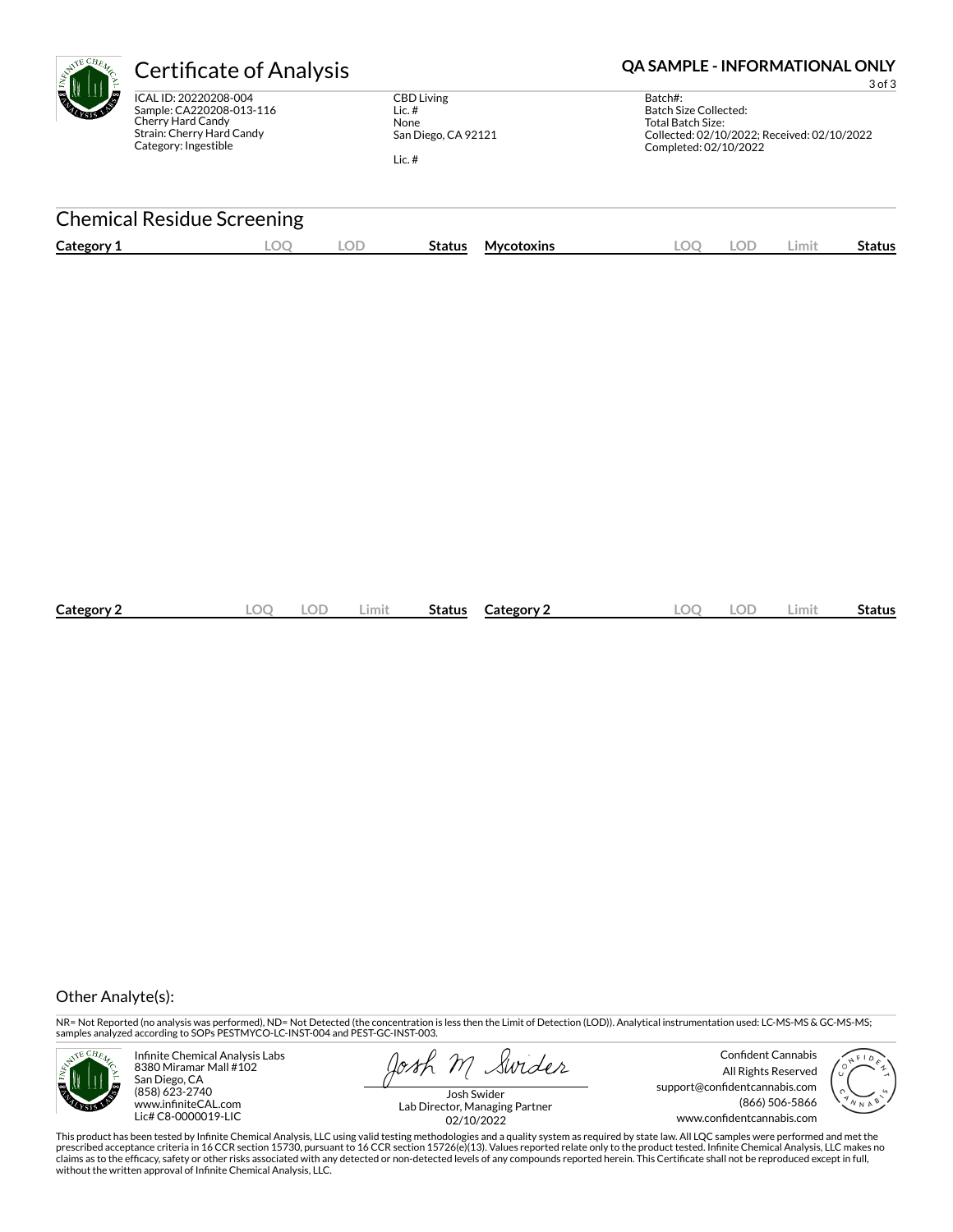# Certificate of Analysis

**QA SAMPLE - INFORMATIONAL ONLY**

ICAL ID: 20220208-004
Sample: CA220208-013-116
Cherry Hard Candy
Strain: Cherry Hard Candy
Category: Ingestible

CBD Living
Lic. #
None
San Diego, CA 92121

Lic. #

Batch#:
Batch Size Collected:
Total Batch Size:
Collected: 02/10/2022; Received: 02/10/2022
Completed: 02/10/2022

## Chemical Residue Screening

| Category 1 | LOQ | LOD | Status | Mycotoxins | LOQ | LOD | Limit | Status |
|---|---|---|---|---|---|---|---|---|

| Category 2 | LOQ | LOD | Limit | Status | Category 2 | LOQ | LOD | Limit | Status |
|---|---|---|---|---|---|---|---|---|---|

Other Analyte(s):

NR= Not Reported (no analysis was performed), ND= Not Detected (the concentration is less then the Limit of Detection (LOD)). Analytical instrumentation used: LC-MS-MS & GC-MS-MS; samples analyzed according to SOPs PESTMYCO-LC-INST-004 and PEST-GC-INST-003.

Infinite Chemical Analysis Labs
8380 Miramar Mall #102
San Diego, CA
(858) 623-2740
www.infiniteCAL.com
Lic# C8-0000019-LIC

Josh Swider
Lab Director, Managing Partner
02/10/2022

Confident Cannabis
All Rights Reserved
support@confidentcannabis.com
(866) 506-5866
www.confidentcannabis.com

This product has been tested by Infinite Chemical Analysis, LLC using valid testing methodologies and a quality system as required by state law. All LQC samples were performed and met the prescribed acceptance criteria in 16 CCR section 15730, pursuant to 16 CCR section 15726(e)(13). Values reported relate only to the product tested. Infinite Chemical Analysis, LLC makes no claims as to the efficacy, safety or other risks associated with any detected or non-detected levels of any compounds reported herein. This Certificate shall not be reproduced except in full, without the written approval of Infinite Chemical Analysis, LLC.